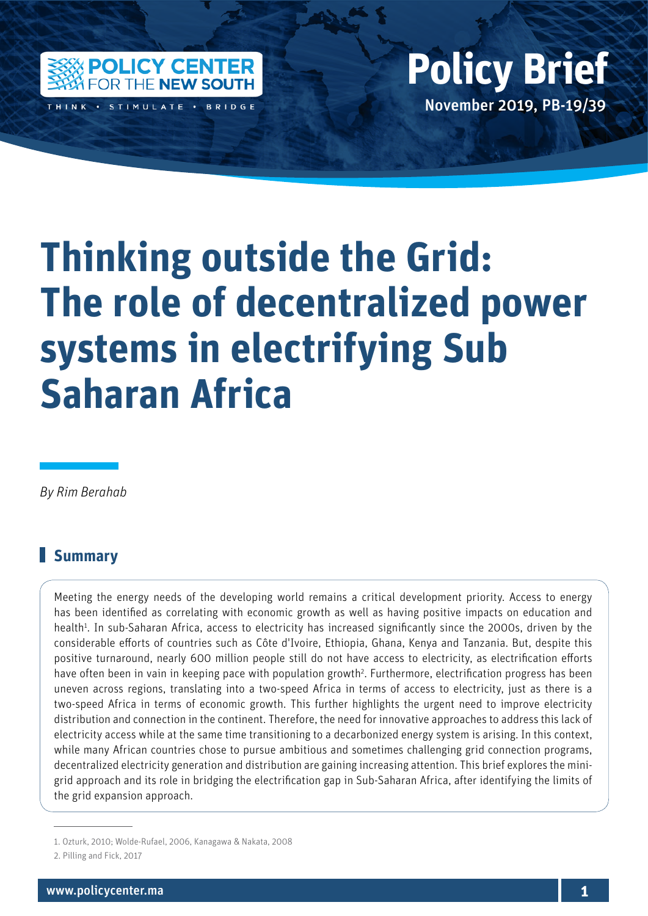Policy Brief

November 2019, PB-19/39

# Thinking outside the Grid: The role of decentralized power systems in electrifying Sub Saharan Africa

*By Rim Berahab*

## Summary

Meeting the energy needs of the developing world remains a critical development priority. Access to energy has been identified as correlating with economic growth as well as having positive impacts on education and health[1]. In sub-Saharan Africa, access to electricity has increased significantly since the 2000s, driven by the considerable efforts of countries such as Côte d'Ivoire, Ethiopia, Ghana, Kenya and Tanzania. But, despite this positive turnaround, nearly 600 million people still do not have access to electricity, as electrification efforts have often been in vain in keeping pace with population growth[2]. Furthermore, electrification progress has been uneven across regions, translating into a two-speed Africa in terms of access to electricity, just as there is a two-speed Africa in terms of economic growth. This further highlights the urgent need to improve electricity distribution and connection in the continent. Therefore, the need for innovative approaches to address this lack of electricity access while at the same time transitioning to a decarbonized energy system is arising. In this context, while many African countries chose to pursue ambitious and sometimes challenging grid connection programs, decentralized electricity generation and distribution are gaining increasing attention. This brief explores the mini-grid approach and its role in bridging the electrification gap in Sub-Saharan Africa, after identifying the limits of the grid expansion approach.

1. Ozturk, 2010; Wolde-Rufael, 2006, Kanagawa & Nakata, 2008

2. Pilling and Fick, 2017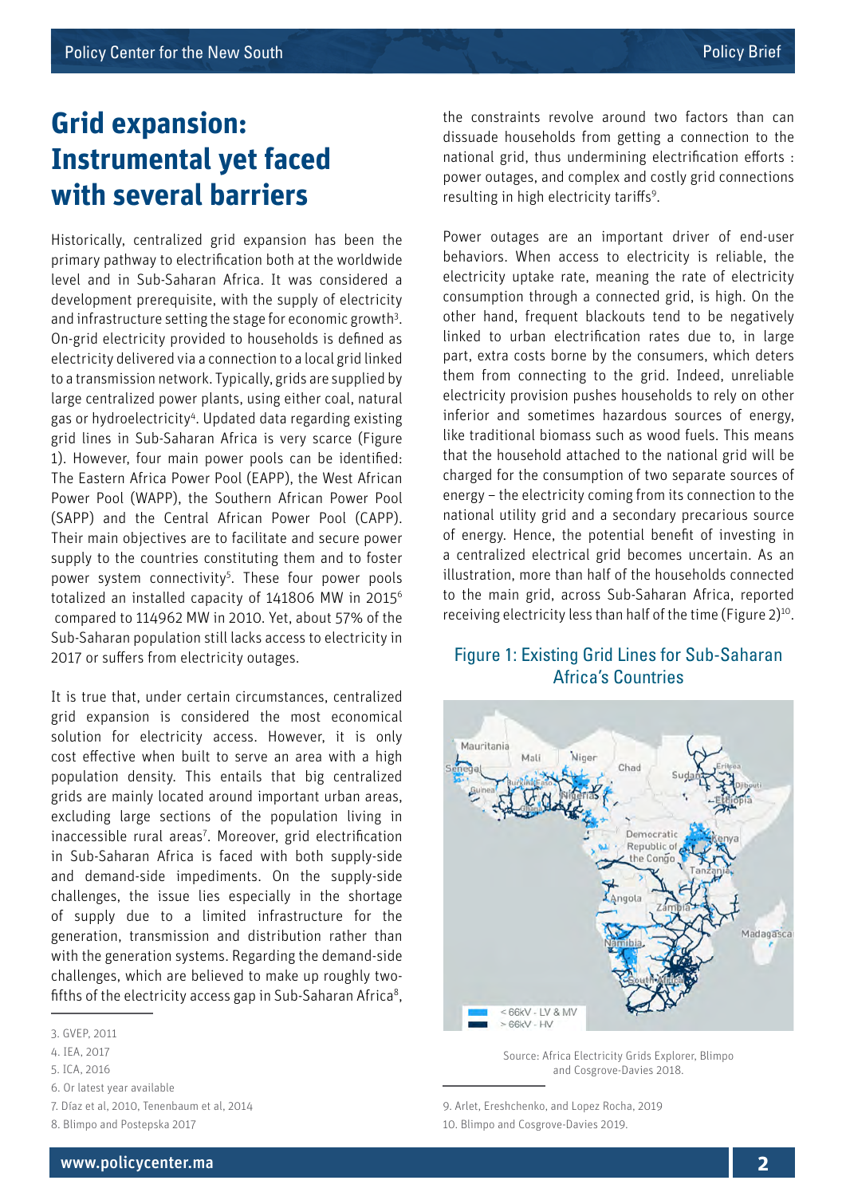# Grid expansion: Instrumental yet faced with several barriers

Historically, centralized grid expansion has been the primary pathway to electrification both at the worldwide level and in Sub-Saharan Africa. It was considered a development prerequisite, with the supply of electricity and infrastructure setting the stage for economic growth[3]. On-grid electricity provided to households is defined as electricity delivered via a connection to a local grid linked to a transmission network. Typically, grids are supplied by large centralized power plants, using either coal, natural gas or hydroelectricity[4]. Updated data regarding existing grid lines in Sub-Saharan Africa is very scarce (Figure 1). However, four main power pools can be identified: The Eastern Africa Power Pool (EAPP), the West African Power Pool (WAPP), the Southern African Power Pool (SAPP) and the Central African Power Pool (CAPP). Their main objectives are to facilitate and secure power supply to the countries constituting them and to foster power system connectivity[5]. These four power pools totalized an installed capacity of 141806 MW in 2015[6] compared to 114962 MW in 2010. Yet, about 57% of the Sub-Saharan population still lacks access to electricity in 2017 or suffers from electricity outages.

It is true that, under certain circumstances, centralized grid expansion is considered the most economical solution for electricity access. However, it is only cost effective when built to serve an area with a high population density. This entails that big centralized grids are mainly located around important urban areas, excluding large sections of the population living in inaccessible rural areas[7]. Moreover, grid electrification in Sub-Saharan Africa is faced with both supply-side and demand-side impediments. On the supply-side challenges, the issue lies especially in the shortage of supply due to a limited infrastructure for the generation, transmission and distribution rather than with the generation systems. Regarding the demand-side challenges, which are believed to make up roughly two-fifths of the electricity access gap in Sub-Saharan Africa[8], the constraints revolve around two factors than can dissuade households from getting a connection to the national grid, thus undermining electrification efforts : power outages, and complex and costly grid connections resulting in high electricity tariffs[9].

Power outages are an important driver of end-user behaviors. When access to electricity is reliable, the electricity uptake rate, meaning the rate of electricity consumption through a connected grid, is high. On the other hand, frequent blackouts tend to be negatively linked to urban electrification rates due to, in large part, extra costs borne by the consumers, which deters them from connecting to the grid. Indeed, unreliable electricity provision pushes households to rely on other inferior and sometimes hazardous sources of energy, like traditional biomass such as wood fuels. This means that the household attached to the national grid will be charged for the consumption of two separate sources of energy – the electricity coming from its connection to the national utility grid and a secondary precarious source of energy. Hence, the potential benefit of investing in a centralized electrical grid becomes uncertain. As an illustration, more than half of the households connected to the main grid, across Sub-Saharan Africa, reported receiving electricity less than half of the time (Figure 2)[10].

### Figure 1: Existing Grid Lines for Sub-Saharan Africa's Countries

Source: Africa Electricity Grids Explorer, Blimpo and Cosgrove-Davies 2018.

---

3. GVEP, 2011
4. IEA, 2017
5. ICA, 2016
6. Or latest year available
7. Díaz et al, 2010, Tenenbaum et al, 2014
8. Blimpo and Postepska 2017
9. Arlet, Ereshchenko, and Lopez Rocha, 2019
10. Blimpo and Cosgrove-Davies 2019.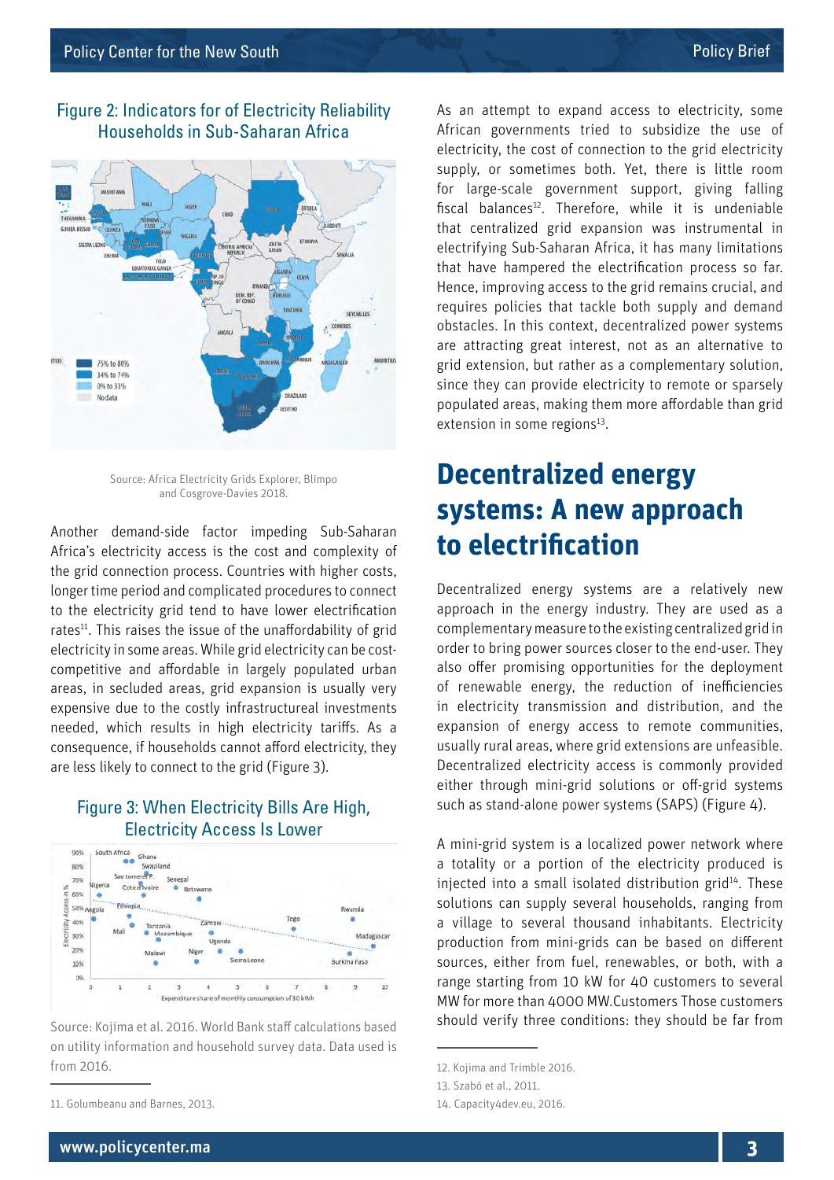Figure 2: Indicators for of Electricity Reliability Households in Sub-Saharan Africa

Source: Africa Electricity Grids Explorer, Blimpo and Cosgrove-Davies 2018.

Another demand-side factor impeding Sub-Saharan Africa's electricity access is the cost and complexity of the grid connection process. Countries with higher costs, longer time period and complicated procedures to connect to the electricity grid tend to have lower electrification rates[11]. This raises the issue of the unaffordability of grid electricity in some areas. While grid electricity can be cost-competitive and affordable in largely populated urban areas, in secluded areas, grid expansion is usually very expensive due to the costly infrastructureal investments needed, which results in high electricity tariffs. As a consequence, if households cannot afford electricity, they are less likely to connect to the grid (Figure 3).

Figure 3: When Electricity Bills Are High, Electricity Access Is Lower

Source: Kojima et al. 2016. World Bank staff calculations based on utility information and household survey data. Data used is from 2016.

As an attempt to expand access to electricity, some African governments tried to subsidize the use of electricity, the cost of connection to the grid electricity supply, or sometimes both. Yet, there is little room for large-scale government support, giving falling fiscal balances[12]. Therefore, while it is undeniable that centralized grid expansion was instrumental in electrifying Sub-Saharan Africa, it has many limitations that have hampered the electrification process so far. Hence, improving access to the grid remains crucial, and requires policies that tackle both supply and demand obstacles. In this context, decentralized power systems are attracting great interest, not as an alternative to grid extension, but rather as a complementary solution, since they can provide electricity to remote or sparsely populated areas, making them more affordable than grid extension in some regions[13].

## Decentralized energy systems: A new approach to electrification

Decentralized energy systems are a relatively new approach in the energy industry. They are used as a complementary measure to the existing centralized grid in order to bring power sources closer to the end-user. They also offer promising opportunities for the deployment of renewable energy, the reduction of inefficiencies in electricity transmission and distribution, and the expansion of energy access to remote communities, usually rural areas, where grid extensions are unfeasible. Decentralized electricity access is commonly provided either through mini-grid solutions or off-grid systems such as stand-alone power systems (SAPS) (Figure 4).

A mini-grid system is a localized power network where a totality or a portion of the electricity produced is injected into a small isolated distribution grid[14]. These solutions can supply several households, ranging from a village to several thousand inhabitants. Electricity production from mini-grids can be based on different sources, either from fuel, renewables, or both, with a range starting from 10 kW for 40 customers to several MW for more than 4000 MW.Customers Those customers should verify three conditions: they should be far from

11. Golumbeanu and Barnes, 2013.

12. Kojima and Trimble 2016.

13. Szabó et al., 2011.

14. Capacity4dev.eu, 2016.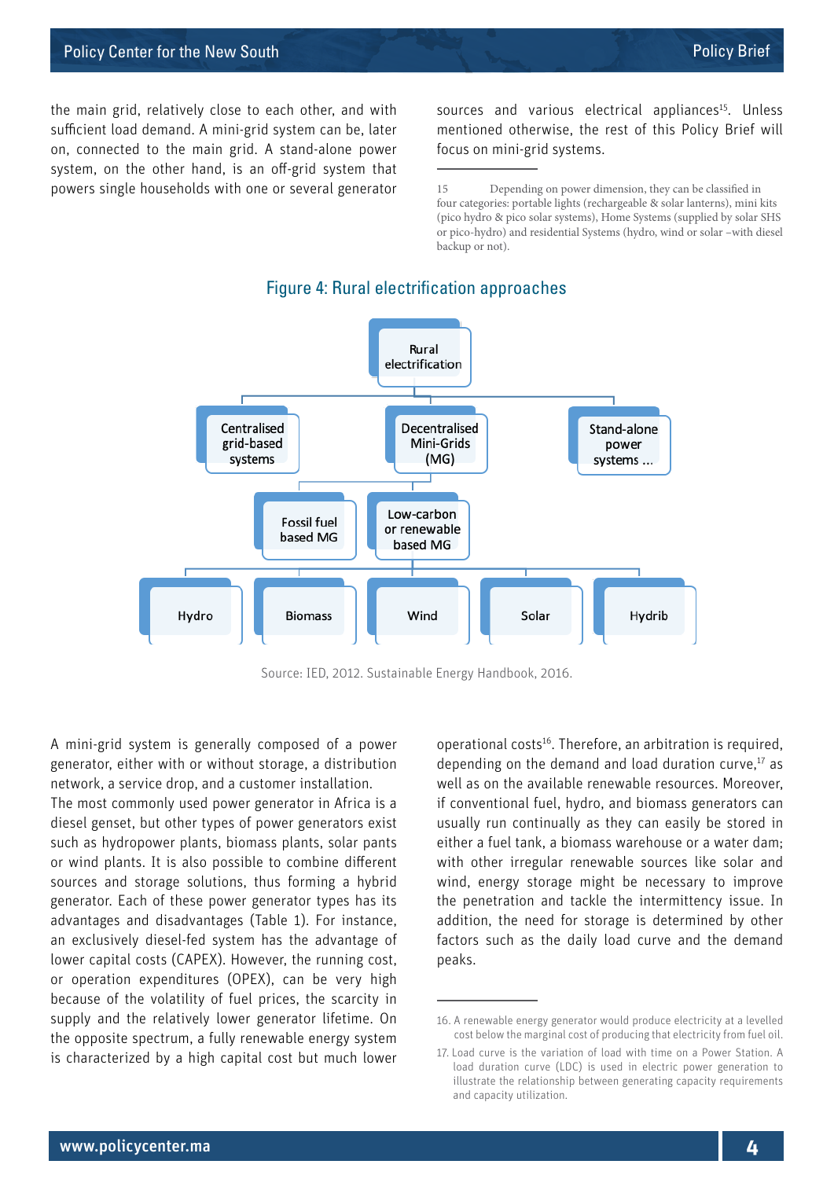the main grid, relatively close to each other, and with sufficient load demand. A mini-grid system can be, later on, connected to the main grid. A stand-alone power system, on the other hand, is an off-grid system that powers single households with one or several generator sources and various electrical appliances[15]. Unless mentioned otherwise, the rest of this Policy Brief will focus on mini-grid systems.

## Figure 4: Rural electrification approaches

- Rural electrification
  - Centralised grid-based systems
  - Decentralised Mini-Grids (MG)
    - Fossil fuel based MG
    - Low-carbon or renewable based MG
      - Hydro
      - Biomass
      - Wind
      - Solar
      - Hydrib
  - Stand-alone power systems ...

Source: IED, 2012. Sustainable Energy Handbook, 2016.

A mini-grid system is generally composed of a power generator, either with or without storage, a distribution network, a service drop, and a customer installation.

The most commonly used power generator in Africa is a diesel genset, but other types of power generators exist such as hydropower plants, biomass plants, solar pants or wind plants. It is also possible to combine different sources and storage solutions, thus forming a hybrid generator. Each of these power generator types has its advantages and disadvantages (Table 1). For instance, an exclusively diesel-fed system has the advantage of lower capital costs (CAPEX). However, the running cost, or operation expenditures (OPEX), can be very high because of the volatility of fuel prices, the scarcity in supply and the relatively lower generator lifetime. On the opposite spectrum, a fully renewable energy system is characterized by a high capital cost but much lower operational costs[16]. Therefore, an arbitration is required, depending on the demand and load duration curve,[17] as well as on the available renewable resources. Moreover, if conventional fuel, hydro, and biomass generators can usually run continually as they can easily be stored in either a fuel tank, a biomass warehouse or a water dam; with other irregular renewable sources like solar and wind, energy storage might be necessary to improve the penetration and tackle the intermittency issue. In addition, the need for storage is determined by other factors such as the daily load curve and the demand peaks.

---

15 Depending on power dimension, they can be classified in four categories: portable lights (rechargeable & solar lanterns), mini kits (pico hydro & pico solar systems), Home Systems (supplied by solar SHS or pico-hydro) and residential Systems (hydro, wind or solar –with diesel backup or not).

16. A renewable energy generator would produce electricity at a levelled cost below the marginal cost of producing that electricity from fuel oil.

17. Load curve is the variation of load with time on a Power Station. A load duration curve (LDC) is used in electric power generation to illustrate the relationship between generating capacity requirements and capacity utilization.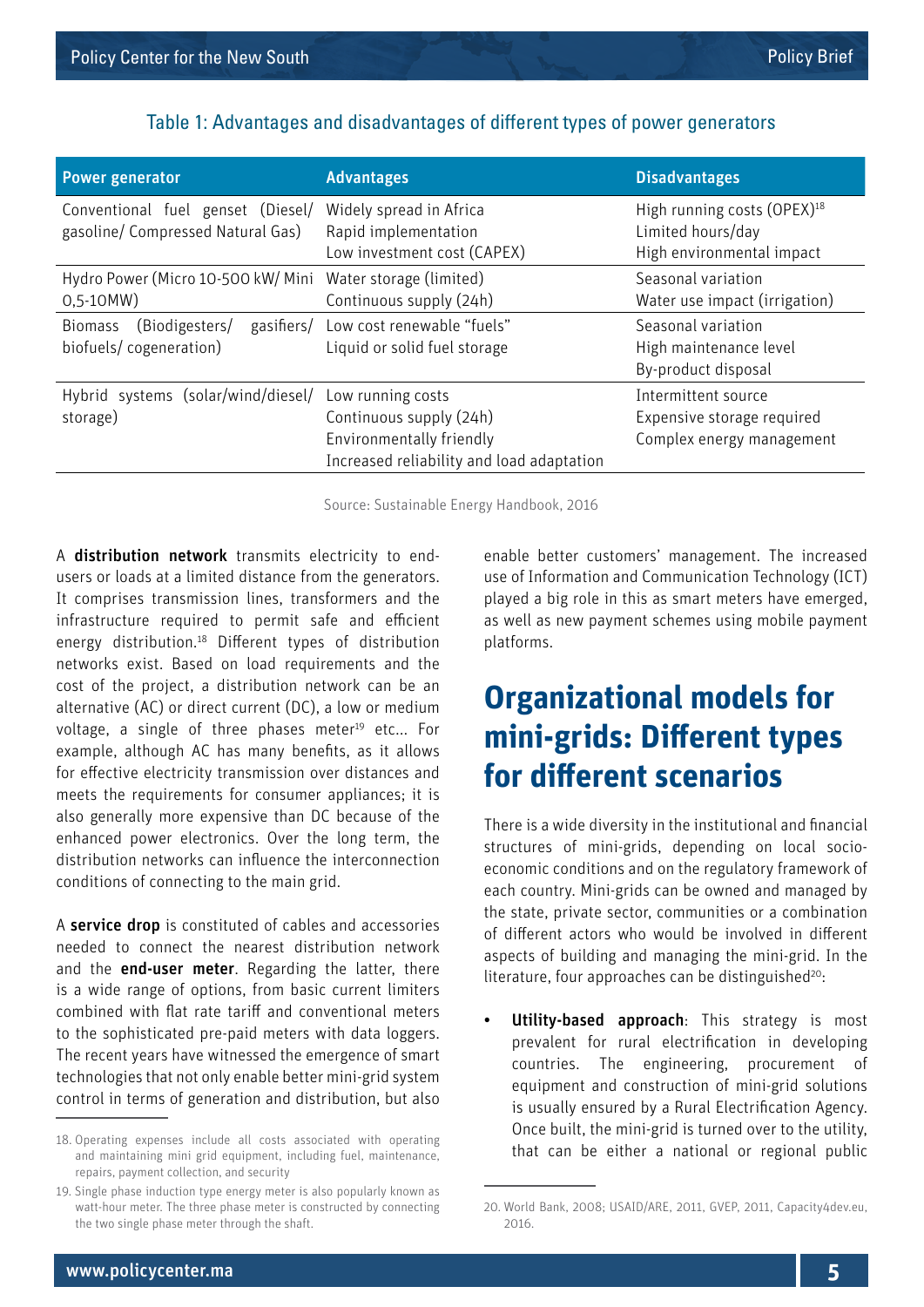Table 1: Advantages and disadvantages of different types of power generators

| Power generator | Advantages | Disadvantages |
|---|---|---|
| Conventional fuel genset (Diesel/ gasoline/ Compressed Natural Gas) | Widely spread in Africa<br>Rapid implementation<br>Low investment cost (CAPEX) | High running costs (OPEX)[18]<br>Limited hours/day<br>High environmental impact |
| Hydro Power (Micro 10-500 kW/ Mini 0,5-10MW) | Water storage (limited)<br>Continuous supply (24h) | Seasonal variation<br>Water use impact (irrigation) |
| Biomass (Biodigesters/ gasifiers/ biofuels/ cogeneration) | Low cost renewable "fuels"<br>Liquid or solid fuel storage | Seasonal variation<br>High maintenance level<br>By-product disposal |
| Hybrid systems (solar/wind/diesel/ storage) | Low running costs<br>Continuous supply (24h)<br>Environmentally friendly<br>Increased reliability and load adaptation | Intermittent source<br>Expensive storage required<br>Complex energy management |

Source: Sustainable Energy Handbook, 2016

A **distribution network** transmits electricity to end-users or loads at a limited distance from the generators. It comprises transmission lines, transformers and the infrastructure required to permit safe and efficient energy distribution.[18] Different types of distribution networks exist. Based on load requirements and the cost of the project, a distribution network can be an alternative (AC) or direct current (DC), a low or medium voltage, a single of three phases meter[19] etc... For example, although AC has many benefits, as it allows for effective electricity transmission over distances and meets the requirements for consumer appliances; it is also generally more expensive than DC because of the enhanced power electronics. Over the long term, the distribution networks can influence the interconnection conditions of connecting to the main grid.

A **service drop** is constituted of cables and accessories needed to connect the nearest distribution network and the **end-user meter**. Regarding the latter, there is a wide range of options, from basic current limiters combined with flat rate tariff and conventional meters to the sophisticated pre-paid meters with data loggers. The recent years have witnessed the emergence of smart technologies that not only enable better mini-grid system control in terms of generation and distribution, but also enable better customers' management. The increased use of Information and Communication Technology (ICT) played a big role in this as smart meters have emerged, as well as new payment schemes using mobile payment platforms.

## Organizational models for mini-grids: Different types for different scenarios

There is a wide diversity in the institutional and financial structures of mini-grids, depending on local socio-economic conditions and on the regulatory framework of each country. Mini-grids can be owned and managed by the state, private sector, communities or a combination of different actors who would be involved in different aspects of building and managing the mini-grid. In the literature, four approaches can be distinguished[20]:

- **Utility-based approach**: This strategy is most prevalent for rural electrification in developing countries. The engineering, procurement of equipment and construction of mini-grid solutions is usually ensured by a Rural Electrification Agency. Once built, the mini-grid is turned over to the utility, that can be either a national or regional public

18. Operating expenses include all costs associated with operating and maintaining mini grid equipment, including fuel, maintenance, repairs, payment collection, and security

19. Single phase induction type energy meter is also popularly known as watt-hour meter. The three phase meter is constructed by connecting the two single phase meter through the shaft.

20. World Bank, 2008; USAID/ARE, 2011, GVEP, 2011, Capacity4dev.eu, 2016.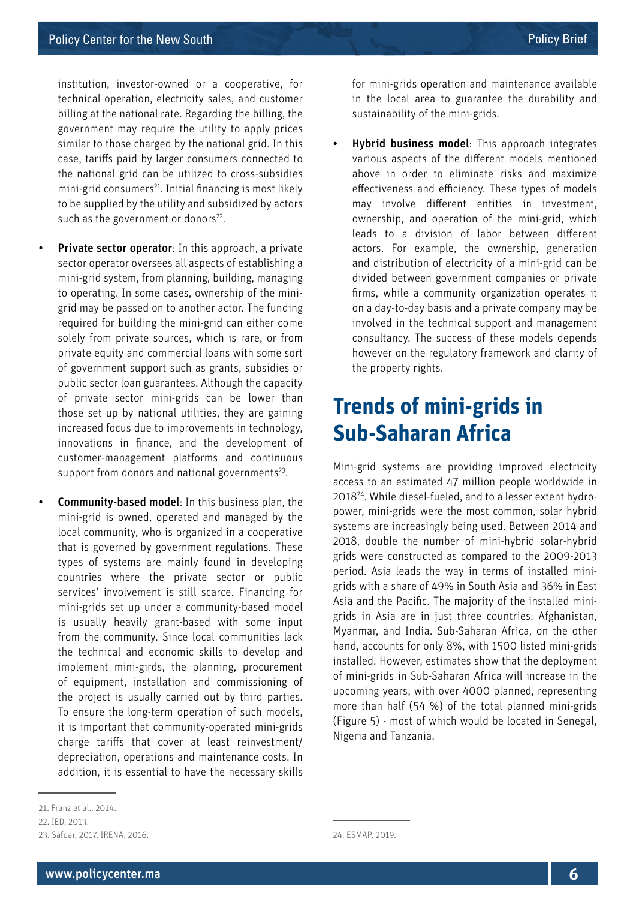institution, investor-owned or a cooperative, for technical operation, electricity sales, and customer billing at the national rate. Regarding the billing, the government may require the utility to apply prices similar to those charged by the national grid. In this case, tariffs paid by larger consumers connected to the national grid can be utilized to cross-subsidies mini-grid consumers[21]. Initial financing is most likely to be supplied by the utility and subsidized by actors such as the government or donors[22].

- **Private sector operator**: In this approach, a private sector operator oversees all aspects of establishing a mini-grid system, from planning, building, managing to operating. In some cases, ownership of the mini-grid may be passed on to another actor. The funding required for building the mini-grid can either come solely from private sources, which is rare, or from private equity and commercial loans with some sort of government support such as grants, subsidies or public sector loan guarantees. Although the capacity of private sector mini-grids can be lower than those set up by national utilities, they are gaining increased focus due to improvements in technology, innovations in finance, and the development of customer-management platforms and continuous support from donors and national governments[23].

- **Community-based model**: In this business plan, the mini-grid is owned, operated and managed by the local community, who is organized in a cooperative that is governed by government regulations. These types of systems are mainly found in developing countries where the private sector or public services' involvement is still scarce. Financing for mini-grids set up under a community-based model is usually heavily grant-based with some input from the community. Since local communities lack the technical and economic skills to develop and implement mini-girds, the planning, procurement of equipment, installation and commissioning of the project is usually carried out by third parties. To ensure the long-term operation of such models, it is important that community-operated mini-grids charge tariffs that cover at least reinvestment/depreciation, operations and maintenance costs. In addition, it is essential to have the necessary skills for mini-grids operation and maintenance available in the local area to guarantee the durability and sustainability of the mini-grids.

- **Hybrid business model**: This approach integrates various aspects of the different models mentioned above in order to eliminate risks and maximize effectiveness and efficiency. These types of models may involve different entities in investment, ownership, and operation of the mini-grid, which leads to a division of labor between different actors. For example, the ownership, generation and distribution of electricity of a mini-grid can be divided between government companies or private firms, while a community organization operates it on a day-to-day basis and a private company may be involved in the technical support and management consultancy. The success of these models depends however on the regulatory framework and clarity of the property rights.

## Trends of mini-grids in Sub-Saharan Africa

Mini-grid systems are providing improved electricity access to an estimated 47 million people worldwide in 2018[24]. While diesel-fueled, and to a lesser extent hydro-power, mini-grids were the most common, solar hybrid systems are increasingly being used. Between 2014 and 2018, double the number of mini-hybrid solar-hybrid grids were constructed as compared to the 2009-2013 period. Asia leads the way in terms of installed mini-grids with a share of 49% in South Asia and 36% in East Asia and the Pacific. The majority of the installed mini-grids in Asia are in just three countries: Afghanistan, Myanmar, and India. Sub-Saharan Africa, on the other hand, accounts for only 8%, with 1500 listed mini-grids installed. However, estimates show that the deployment of mini-grids in Sub-Saharan Africa will increase in the upcoming years, with over 4000 planned, representing more than half (54 %) of the total planned mini-grids (Figure 5) - most of which would be located in Senegal, Nigeria and Tanzania.

21. Franz et al., 2014.
22. IED, 2013.
23. Safdar, 2017, IRENA, 2016.
24. ESMAP, 2019.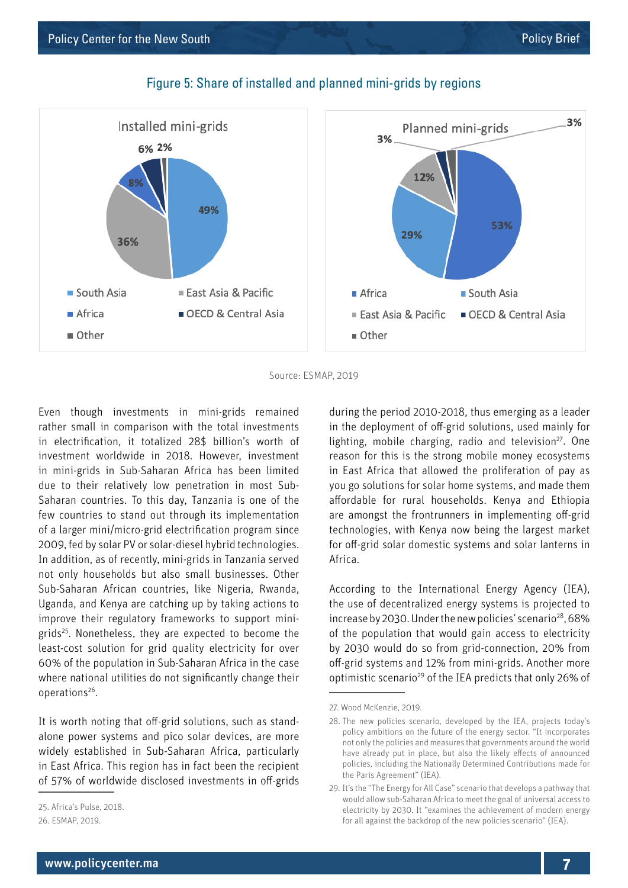Figure 5: Share of installed and planned mini-grids by regions

Installed mini-grids

| Region | Share |
|---|---|
| South Asia | 49% |
| East Asia & Pacific | 36% |
| Africa | 8% |
| OECD & Central Asia | 6% |
| Other | 2% |

Planned mini-grids

| Region | Share |
|---|---|
| Africa | 53% |
| South Asia | 29% |
| East Asia & Pacific | 12% |
| OECD & Central Asia | 3% |
| Other | 3% |

Source: ESMAP, 2019

Even though investments in mini-grids remained rather small in comparison with the total investments in electrification, it totalized 28$ billion's worth of investment worldwide in 2018. However, investment in mini-grids in Sub-Saharan Africa has been limited due to their relatively low penetration in most Sub-Saharan countries. To this day, Tanzania is one of the few countries to stand out through its implementation of a larger mini/micro-grid electrification program since 2009, fed by solar PV or solar-diesel hybrid technologies. In addition, as of recently, mini-grids in Tanzania served not only households but also small businesses. Other Sub-Saharan African countries, like Nigeria, Rwanda, Uganda, and Kenya are catching up by taking actions to improve their regulatory frameworks to support mini-grids[25]. Nonetheless, they are expected to become the least-cost solution for grid quality electricity for over 60% of the population in Sub-Saharan Africa in the case where national utilities do not significantly change their operations[26].

It is worth noting that off-grid solutions, such as stand-alone power systems and pico solar devices, are more widely established in Sub-Saharan Africa, particularly in East Africa. This region has in fact been the recipient of 57% of worldwide disclosed investments in off-grids during the period 2010-2018, thus emerging as a leader in the deployment of off-grid solutions, used mainly for lighting, mobile charging, radio and television[27]. One reason for this is the strong mobile money ecosystems in East Africa that allowed the proliferation of pay as you go solutions for solar home systems, and made them affordable for rural households. Kenya and Ethiopia are amongst the frontrunners in implementing off-grid technologies, with Kenya now being the largest market for off-grid solar domestic systems and solar lanterns in Africa.

According to the International Energy Agency (IEA), the use of decentralized energy systems is projected to increase by 2030. Under the new policies' scenario[28], 68% of the population that would gain access to electricity by 2030 would do so from grid-connection, 20% from off-grid systems and 12% from mini-grids. Another more optimistic scenario[29] of the IEA predicts that only 26% of

25. Africa's Pulse, 2018.

26. ESMAP, 2019.

27. Wood McKenzie, 2019.

28. The new policies scenario, developed by the IEA, projects today's policy ambitions on the future of the energy sector. "It incorporates not only the policies and measures that governments around the world have already put in place, but also the likely effects of announced policies, including the Nationally Determined Contributions made for the Paris Agreement" (IEA).

29. It's the "The Energy for All Case" scenario that develops a pathway that would allow sub-Saharan Africa to meet the goal of universal access to electricity by 2030. It "examines the achievement of modern energy for all against the backdrop of the new policies scenario" (IEA).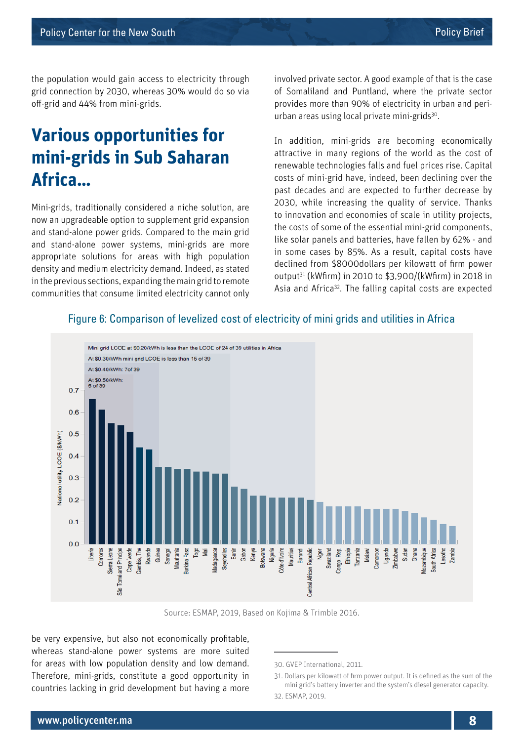the population would gain access to electricity through grid connection by 2030, whereas 30% would do so via off-grid and 44% from mini-grids.

## Various opportunities for mini-grids in Sub Saharan Africa...

Mini-grids, traditionally considered a niche solution, are now an upgradeable option to supplement grid expansion and stand-alone power grids. Compared to the main grid and stand-alone power systems, mini-grids are more appropriate solutions for areas with high population density and medium electricity demand. Indeed, as stated in the previous sections, expanding the main grid to remote communities that consume limited electricity cannot only be very expensive, but also not economically profitable, whereas stand-alone power systems are more suited for areas with low population density and low demand. Therefore, mini-grids, constitute a good opportunity in countries lacking in grid development but having a more involved private sector. A good example of that is the case of Somaliland and Puntland, where the private sector provides more than 90% of electricity in urban and peri-urban areas using local private mini-grids[30].

In addition, mini-grids are becoming economically attractive in many regions of the world as the cost of renewable technologies falls and fuel prices rise. Capital costs of mini-grid have, indeed, been declining over the past decades and are expected to further decrease by 2030, while increasing the quality of service. Thanks to innovation and economies of scale in utility projects, the costs of some of the essential mini-grid components, like solar panels and batteries, have fallen by 62% - and in some cases by 85%. As a result, capital costs have declined from $8000dollars per kilowatt of firm power output[31] (kWfirm) in 2010 to $3,900/(kWfirm) in 2018 in Asia and Africa[32]. The falling capital costs are expected

Figure 6: Comparison of levelized cost of electricity of mini grids and utilities in Africa

Source: ESMAP, 2019, Based on Kojima & Trimble 2016.

30. GVEP International, 2011.

31. Dollars per kilowatt of firm power output. It is defined as the sum of the mini grid's battery inverter and the system's diesel generator capacity.

32. ESMAP, 2019.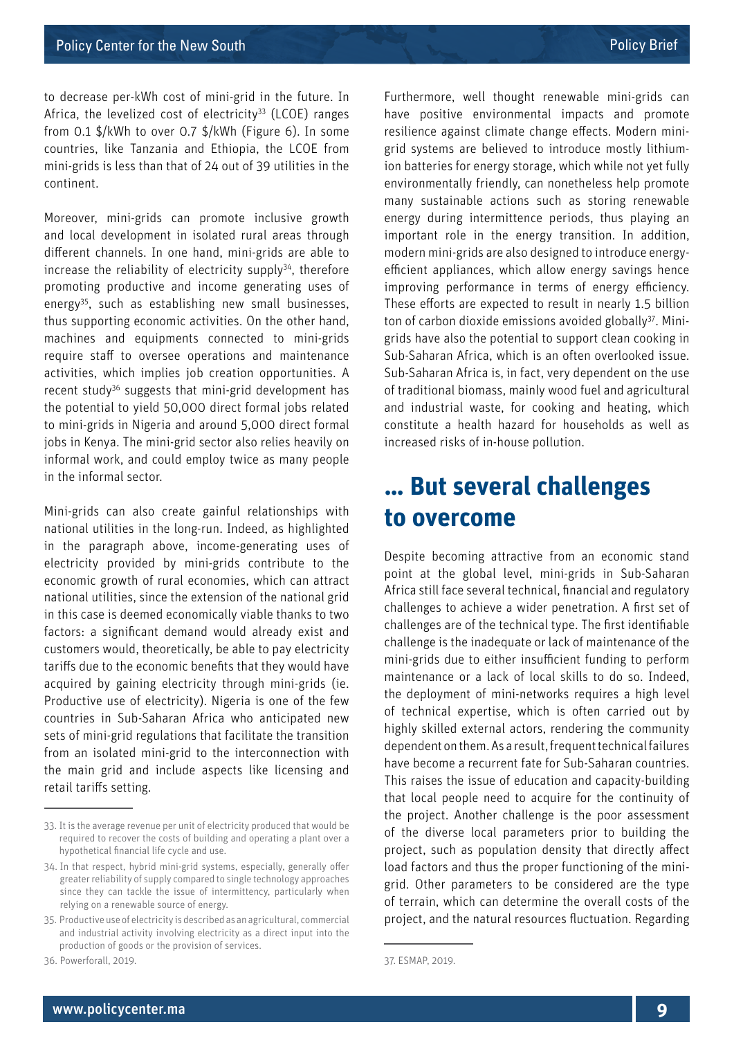to decrease per-kWh cost of mini-grid in the future. In Africa, the levelized cost of electricity[33] (LCOE) ranges from 0.1 $/kWh to over 0.7 $/kWh (Figure 6). In some countries, like Tanzania and Ethiopia, the LCOE from mini-grids is less than that of 24 out of 39 utilities in the continent.

Moreover, mini-grids can promote inclusive growth and local development in isolated rural areas through different channels. In one hand, mini-grids are able to increase the reliability of electricity supply[34], therefore promoting productive and income generating uses of energy[35], such as establishing new small businesses, thus supporting economic activities. On the other hand, machines and equipments connected to mini-grids require staff to oversee operations and maintenance activities, which implies job creation opportunities. A recent study[36] suggests that mini-grid development has the potential to yield 50,000 direct formal jobs related to mini-grids in Nigeria and around 5,000 direct formal jobs in Kenya. The mini-grid sector also relies heavily on informal work, and could employ twice as many people in the informal sector.

Mini-grids can also create gainful relationships with national utilities in the long-run. Indeed, as highlighted in the paragraph above, income-generating uses of electricity provided by mini-grids contribute to the economic growth of rural economies, which can attract national utilities, since the extension of the national grid in this case is deemed economically viable thanks to two factors: a significant demand would already exist and customers would, theoretically, be able to pay electricity tariffs due to the economic benefits that they would have acquired by gaining electricity through mini-grids (ie. Productive use of electricity). Nigeria is one of the few countries in Sub-Saharan Africa who anticipated new sets of mini-grid regulations that facilitate the transition from an isolated mini-grid to the interconnection with the main grid and include aspects like licensing and retail tariffs setting.

33. It is the average revenue per unit of electricity produced that would be required to recover the costs of building and operating a plant over a hypothetical financial life cycle and use.

34. In that respect, hybrid mini-grid systems, especially, generally offer greater reliability of supply compared to single technology approaches since they can tackle the issue of intermittency, particularly when relying on a renewable source of energy.

35. Productive use of electricity is described as an agricultural, commercial and industrial activity involving electricity as a direct input into the production of goods or the provision of services.

36. Powerforall, 2019.

Furthermore, well thought renewable mini-grids can have positive environmental impacts and promote resilience against climate change effects. Modern mini-grid systems are believed to introduce mostly lithium-ion batteries for energy storage, which while not yet fully environmentally friendly, can nonetheless help promote many sustainable actions such as storing renewable energy during intermittence periods, thus playing an important role in the energy transition. In addition, modern mini-grids are also designed to introduce energy-efficient appliances, which allow energy savings hence improving performance in terms of energy efficiency. These efforts are expected to result in nearly 1.5 billion ton of carbon dioxide emissions avoided globally[37]. Mini-grids have also the potential to support clean cooking in Sub-Saharan Africa, which is an often overlooked issue. Sub-Saharan Africa is, in fact, very dependent on the use of traditional biomass, mainly wood fuel and agricultural and industrial waste, for cooking and heating, which constitute a health hazard for households as well as increased risks of in-house pollution.

## ... But several challenges to overcome

Despite becoming attractive from an economic stand point at the global level, mini-grids in Sub-Saharan Africa still face several technical, financial and regulatory challenges to achieve a wider penetration. A first set of challenges are of the technical type. The first identifiable challenge is the inadequate or lack of maintenance of the mini-grids due to either insufficient funding to perform maintenance or a lack of local skills to do so. Indeed, the deployment of mini-networks requires a high level of technical expertise, which is often carried out by highly skilled external actors, rendering the community dependent on them. As a result, frequent technical failures have become a recurrent fate for Sub-Saharan countries. This raises the issue of education and capacity-building that local people need to acquire for the continuity of the project. Another challenge is the poor assessment of the diverse local parameters prior to building the project, such as population density that directly affect load factors and thus the proper functioning of the mini-grid. Other parameters to be considered are the type of terrain, which can determine the overall costs of the project, and the natural resources fluctuation. Regarding

37. ESMAP, 2019.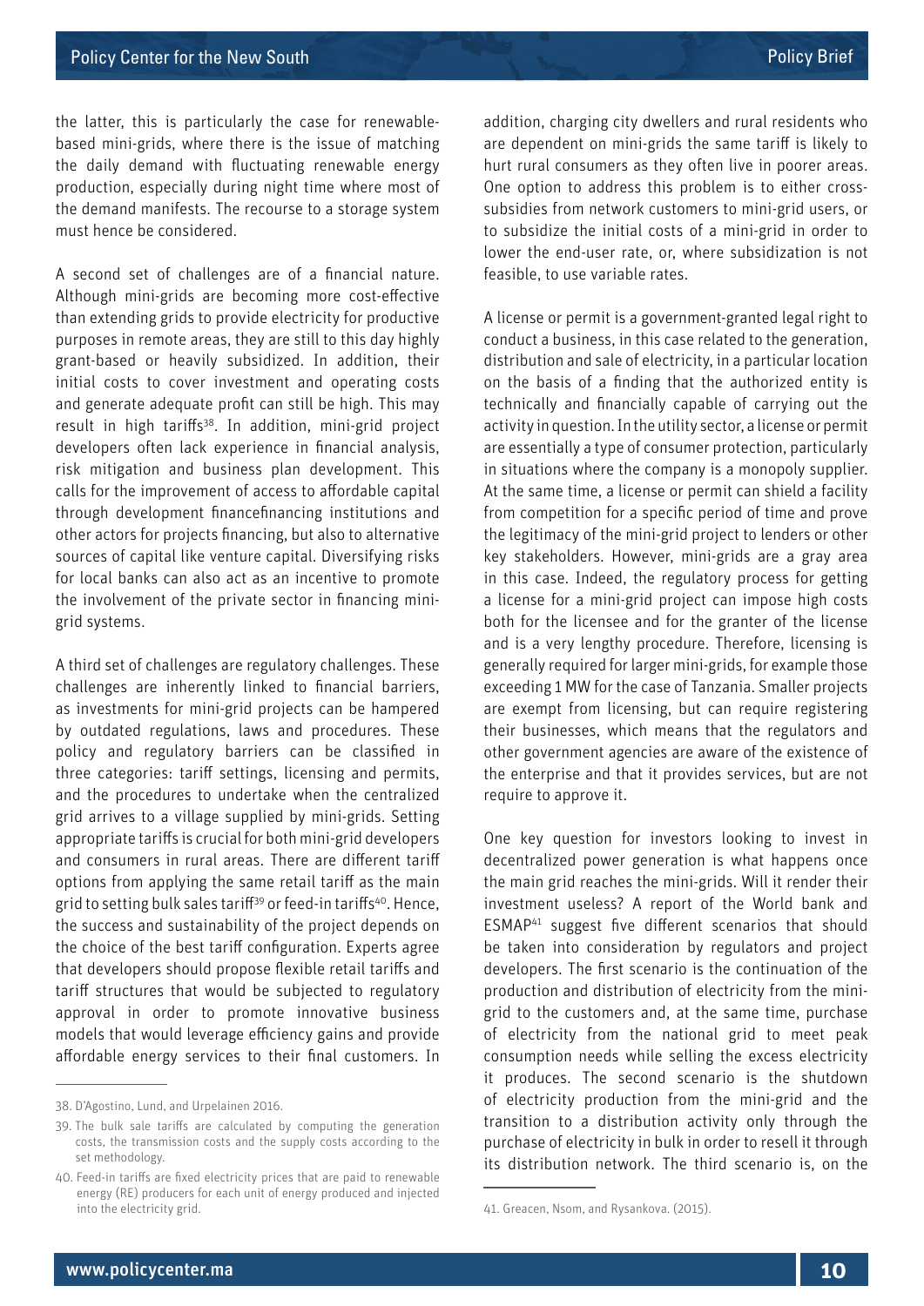the latter, this is particularly the case for renewable-based mini-grids, where there is the issue of matching the daily demand with fluctuating renewable energy production, especially during night time where most of the demand manifests. The recourse to a storage system must hence be considered.

A second set of challenges are of a financial nature. Although mini-grids are becoming more cost-effective than extending grids to provide electricity for productive purposes in remote areas, they are still to this day highly grant-based or heavily subsidized. In addition, their initial costs to cover investment and operating costs and generate adequate profit can still be high. This may result in high tariffs[38]. In addition, mini-grid project developers often lack experience in financial analysis, risk mitigation and business plan development. This calls for the improvement of access to affordable capital through development financefinancing institutions and other actors for projects financing, but also to alternative sources of capital like venture capital. Diversifying risks for local banks can also act as an incentive to promote the involvement of the private sector in financing mini-grid systems.

A third set of challenges are regulatory challenges. These challenges are inherently linked to financial barriers, as investments for mini-grid projects can be hampered by outdated regulations, laws and procedures. These policy and regulatory barriers can be classified in three categories: tariff settings, licensing and permits, and the procedures to undertake when the centralized grid arrives to a village supplied by mini-grids. Setting appropriate tariffs is crucial for both mini-grid developers and consumers in rural areas. There are different tariff options from applying the same retail tariff as the main grid to setting bulk sales tariff[39] or feed-in tariffs[40]. Hence, the success and sustainability of the project depends on the choice of the best tariff configuration. Experts agree that developers should propose flexible retail tariffs and tariff structures that would be subjected to regulatory approval in order to promote innovative business models that would leverage efficiency gains and provide affordable energy services to their final customers. In addition, charging city dwellers and rural residents who are dependent on mini-grids the same tariff is likely to hurt rural consumers as they often live in poorer areas. One option to address this problem is to either cross-subsidies from network customers to mini-grid users, or to subsidize the initial costs of a mini-grid in order to lower the end-user rate, or, where subsidization is not feasible, to use variable rates.

A license or permit is a government-granted legal right to conduct a business, in this case related to the generation, distribution and sale of electricity, in a particular location on the basis of a finding that the authorized entity is technically and financially capable of carrying out the activity in question. In the utility sector, a license or permit are essentially a type of consumer protection, particularly in situations where the company is a monopoly supplier. At the same time, a license or permit can shield a facility from competition for a specific period of time and prove the legitimacy of the mini-grid project to lenders or other key stakeholders. However, mini-grids are a gray area in this case. Indeed, the regulatory process for getting a license for a mini-grid project can impose high costs both for the licensee and for the granter of the license and is a very lengthy procedure. Therefore, licensing is generally required for larger mini-grids, for example those exceeding 1 MW for the case of Tanzania. Smaller projects are exempt from licensing, but can require registering their businesses, which means that the regulators and other government agencies are aware of the existence of the enterprise and that it provides services, but are not require to approve it.

One key question for investors looking to invest in decentralized power generation is what happens once the main grid reaches the mini-grids. Will it render their investment useless? A report of the World bank and ESMAP[41] suggest five different scenarios that should be taken into consideration by regulators and project developers. The first scenario is the continuation of the production and distribution of electricity from the mini-grid to the customers and, at the same time, purchase of electricity from the national grid to meet peak consumption needs while selling the excess electricity it produces. The second scenario is the shutdown of electricity production from the mini-grid and the transition to a distribution activity only through the purchase of electricity in bulk in order to resell it through its distribution network. The third scenario is, on the

---

38. D'Agostino, Lund, and Urpelainen 2016.

39. The bulk sale tariffs are calculated by computing the generation costs, the transmission costs and the supply costs according to the set methodology.

40. Feed-in tariffs are fixed electricity prices that are paid to renewable energy (RE) producers for each unit of energy produced and injected into the electricity grid.

41. Greacen, Nsom, and Rysankova. (2015).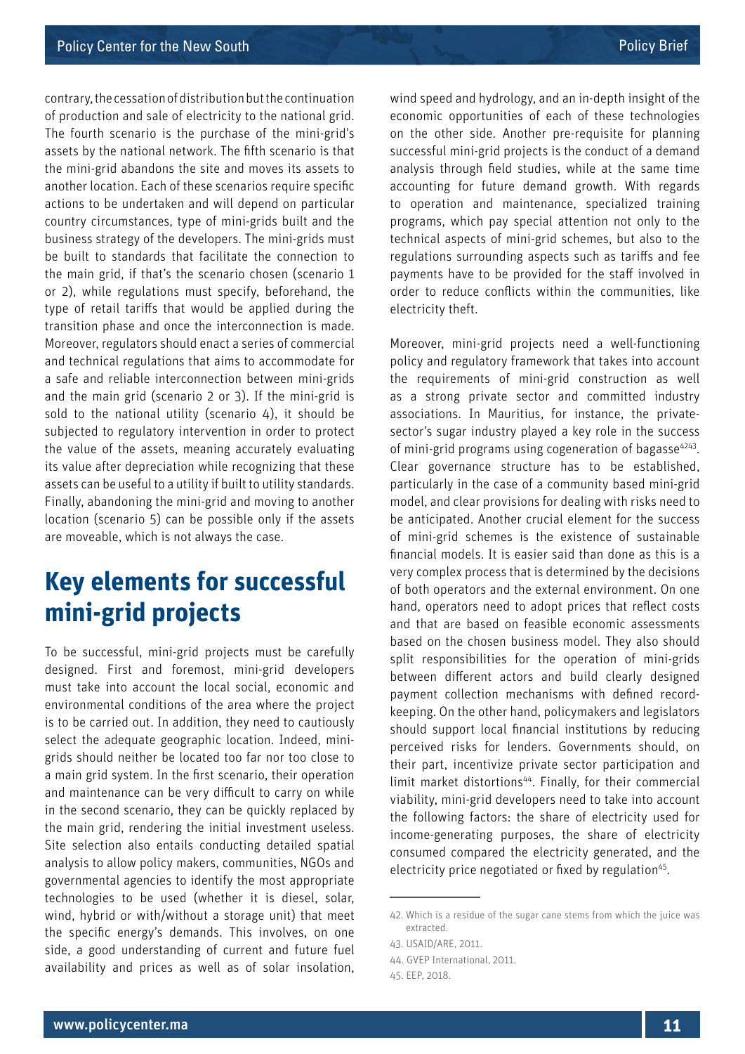contrary, the cessation of distribution but the continuation of production and sale of electricity to the national grid. The fourth scenario is the purchase of the mini-grid's assets by the national network. The fifth scenario is that the mini-grid abandons the site and moves its assets to another location. Each of these scenarios require specific actions to be undertaken and will depend on particular country circumstances, type of mini-grids built and the business strategy of the developers. The mini-grids must be built to standards that facilitate the connection to the main grid, if that's the scenario chosen (scenario 1 or 2), while regulations must specify, beforehand, the type of retail tariffs that would be applied during the transition phase and once the interconnection is made. Moreover, regulators should enact a series of commercial and technical regulations that aims to accommodate for a safe and reliable interconnection between mini-grids and the main grid (scenario 2 or 3). If the mini-grid is sold to the national utility (scenario 4), it should be subjected to regulatory intervention in order to protect the value of the assets, meaning accurately evaluating its value after depreciation while recognizing that these assets can be useful to a utility if built to utility standards. Finally, abandoning the mini-grid and moving to another location (scenario 5) can be possible only if the assets are moveable, which is not always the case.

## Key elements for successful mini-grid projects

To be successful, mini-grid projects must be carefully designed. First and foremost, mini-grid developers must take into account the local social, economic and environmental conditions of the area where the project is to be carried out. In addition, they need to cautiously select the adequate geographic location. Indeed, mini-grids should neither be located too far nor too close to a main grid system. In the first scenario, their operation and maintenance can be very difficult to carry on while in the second scenario, they can be quickly replaced by the main grid, rendering the initial investment useless. Site selection also entails conducting detailed spatial analysis to allow policy makers, communities, NGOs and governmental agencies to identify the most appropriate technologies to be used (whether it is diesel, solar, wind, hybrid or with/without a storage unit) that meet the specific energy's demands. This involves, on one side, a good understanding of current and future fuel availability and prices as well as of solar insolation, wind speed and hydrology, and an in-depth insight of the economic opportunities of each of these technologies on the other side. Another pre-requisite for planning successful mini-grid projects is the conduct of a demand analysis through field studies, while at the same time accounting for future demand growth. With regards to operation and maintenance, specialized training programs, which pay special attention not only to the technical aspects of mini-grid schemes, but also to the regulations surrounding aspects such as tariffs and fee payments have to be provided for the staff involved in order to reduce conflicts within the communities, like electricity theft.

Moreover, mini-grid projects need a well-functioning policy and regulatory framework that takes into account the requirements of mini-grid construction as well as a strong private sector and committed industry associations. In Mauritius, for instance, the private-sector's sugar industry played a key role in the success of mini-grid programs using cogeneration of bagasse[42][43]. Clear governance structure has to be established, particularly in the case of a community based mini-grid model, and clear provisions for dealing with risks need to be anticipated. Another crucial element for the success of mini-grid schemes is the existence of sustainable financial models. It is easier said than done as this is a very complex process that is determined by the decisions of both operators and the external environment. On one hand, operators need to adopt prices that reflect costs and that are based on feasible economic assessments based on the chosen business model. They also should split responsibilities for the operation of mini-grids between different actors and build clearly designed payment collection mechanisms with defined record-keeping. On the other hand, policymakers and legislators should support local financial institutions by reducing perceived risks for lenders. Governments should, on their part, incentivize private sector participation and limit market distortions[44]. Finally, for their commercial viability, mini-grid developers need to take into account the following factors: the share of electricity used for income-generating purposes, the share of electricity consumed compared the electricity generated, and the electricity price negotiated or fixed by regulation[45].

---

42. Which is a residue of the sugar cane stems from which the juice was extracted.

43. USAID/ARE, 2011.

44. GVEP International, 2011.

45. EEP, 2018.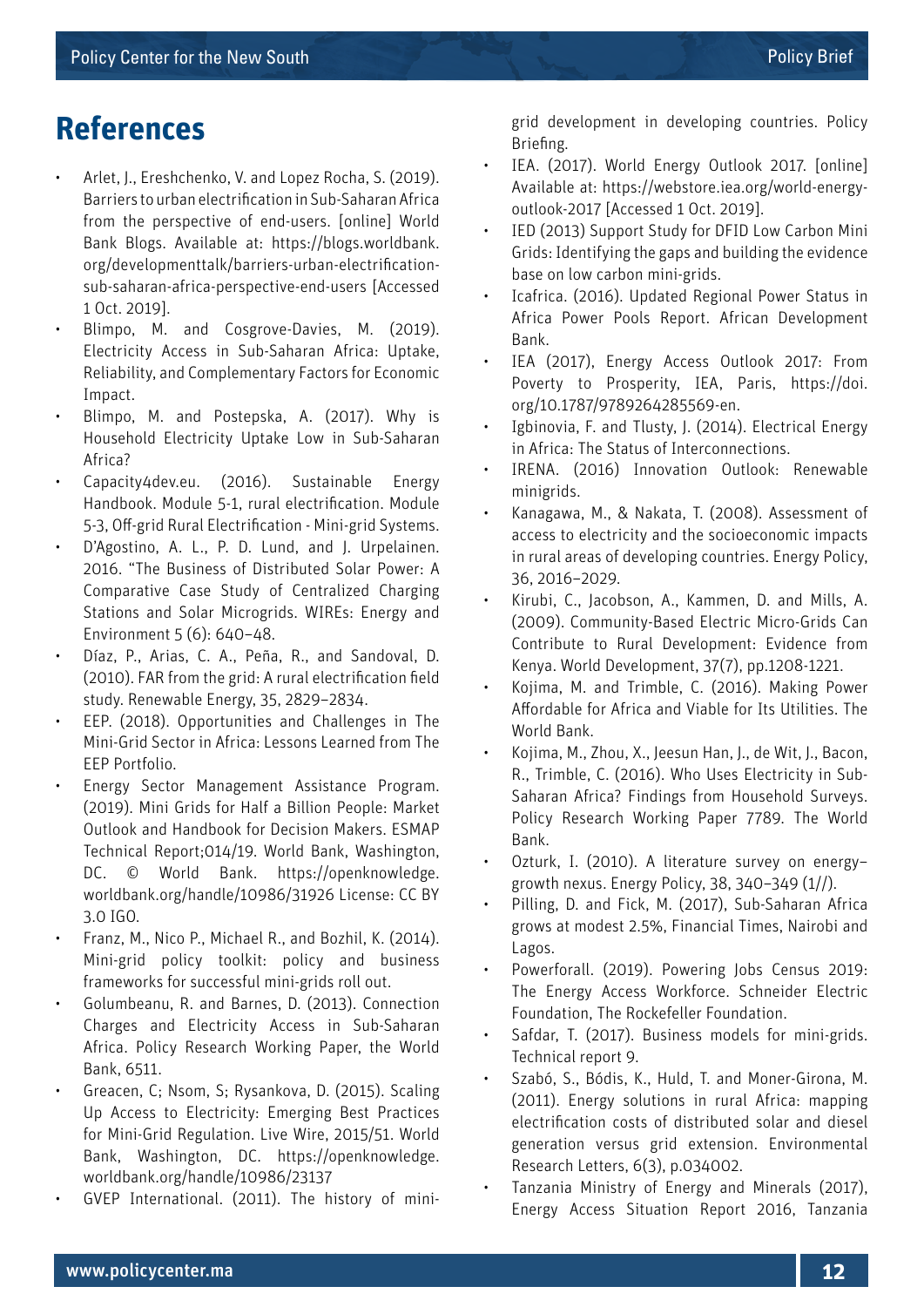# References

- Arlet, J., Ereshchenko, V. and Lopez Rocha, S. (2019). Barriers to urban electrification in Sub-Saharan Africa from the perspective of end-users. [online] World Bank Blogs. Available at: https://blogs.worldbank.org/developmenttalk/barriers-urban-electrification-sub-saharan-africa-perspective-end-users [Accessed 1 Oct. 2019].
- Blimpo, M. and Cosgrove-Davies, M. (2019). Electricity Access in Sub-Saharan Africa: Uptake, Reliability, and Complementary Factors for Economic Impact.
- Blimpo, M. and Postepska, A. (2017). Why is Household Electricity Uptake Low in Sub-Saharan Africa?
- Capacity4dev.eu. (2016). Sustainable Energy Handbook. Module 5-1, rural electrification. Module 5-3, Off-grid Rural Electrification - Mini-grid Systems.
- D'Agostino, A. L., P. D. Lund, and J. Urpelainen. 2016. "The Business of Distributed Solar Power: A Comparative Case Study of Centralized Charging Stations and Solar Microgrids. WIREs: Energy and Environment 5 (6): 640–48.
- Díaz, P., Arias, C. A., Peña, R., and Sandoval, D. (2010). FAR from the grid: A rural electrification field study. Renewable Energy, 35, 2829–2834.
- EEP. (2018). Opportunities and Challenges in The Mini-Grid Sector in Africa: Lessons Learned from The EEP Portfolio.
- Energy Sector Management Assistance Program. (2019). Mini Grids for Half a Billion People: Market Outlook and Handbook for Decision Makers. ESMAP Technical Report;014/19. World Bank, Washington, DC. © World Bank. https://openknowledge.worldbank.org/handle/10986/31926 License: CC BY 3.0 IGO.
- Franz, M., Nico P., Michael R., and Bozhil, K. (2014). Mini-grid policy toolkit: policy and business frameworks for successful mini-grids roll out.
- Golumbeanu, R. and Barnes, D. (2013). Connection Charges and Electricity Access in Sub-Saharan Africa. Policy Research Working Paper, the World Bank, 6511.
- Greacen, C; Nsom, S; Rysankova, D. (2015). Scaling Up Access to Electricity: Emerging Best Practices for Mini-Grid Regulation. Live Wire, 2015/51. World Bank, Washington, DC. https://openknowledge.worldbank.org/handle/10986/23137
- GVEP International. (2011). The history of mini-grid development in developing countries. Policy Briefing.
- IEA. (2017). World Energy Outlook 2017. [online] Available at: https://webstore.iea.org/world-energy-outlook-2017 [Accessed 1 Oct. 2019].
- IED (2013) Support Study for DFID Low Carbon Mini Grids: Identifying the gaps and building the evidence base on low carbon mini-grids.
- Icafrica. (2016). Updated Regional Power Status in Africa Power Pools Report. African Development Bank.
- IEA (2017), Energy Access Outlook 2017: From Poverty to Prosperity, IEA, Paris, https://doi.org/10.1787/9789264285569-en.
- Igbinovia, F. and Tlusty, J. (2014). Electrical Energy in Africa: The Status of Interconnections.
- IRENA. (2016) Innovation Outlook: Renewable minigrids.
- Kanagawa, M., & Nakata, T. (2008). Assessment of access to electricity and the socioeconomic impacts in rural areas of developing countries. Energy Policy, 36, 2016–2029.
- Kirubi, C., Jacobson, A., Kammen, D. and Mills, A. (2009). Community-Based Electric Micro-Grids Can Contribute to Rural Development: Evidence from Kenya. World Development, 37(7), pp.1208-1221.
- Kojima, M. and Trimble, C. (2016). Making Power Affordable for Africa and Viable for Its Utilities. The World Bank.
- Kojima, M., Zhou, X., Jeesun Han, J., de Wit, J., Bacon, R., Trimble, C. (2016). Who Uses Electricity in Sub-Saharan Africa? Findings from Household Surveys. Policy Research Working Paper 7789. The World Bank.
- Ozturk, I. (2010). A literature survey on energy–growth nexus. Energy Policy, 38, 340–349 (1//).
- Pilling, D. and Fick, M. (2017), Sub-Saharan Africa grows at modest 2.5%, Financial Times, Nairobi and Lagos.
- Powerforall. (2019). Powering Jobs Census 2019: The Energy Access Workforce. Schneider Electric Foundation, The Rockefeller Foundation.
- Safdar, T. (2017). Business models for mini-grids. Technical report 9.
- Szabó, S., Bódis, K., Huld, T. and Moner-Girona, M. (2011). Energy solutions in rural Africa: mapping electrification costs of distributed solar and diesel generation versus grid extension. Environmental Research Letters, 6(3), p.034002.
- Tanzania Ministry of Energy and Minerals (2017), Energy Access Situation Report 2016, Tanzania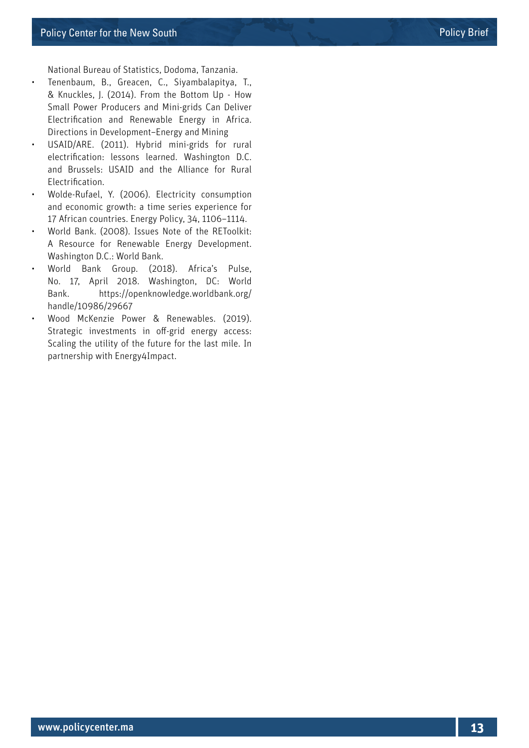National Bureau of Statistics, Dodoma, Tanzania.

- Tenenbaum, B., Greacen, C., Siyambalapitya, T., & Knuckles, J. (2014). From the Bottom Up - How Small Power Producers and Mini-grids Can Deliver Electrification and Renewable Energy in Africa. Directions in Development–Energy and Mining
- USAID/ARE. (2011). Hybrid mini-grids for rural electrification: lessons learned. Washington D.C. and Brussels: USAID and the Alliance for Rural Electrification.
- Wolde-Rufael, Y. (2006). Electricity consumption and economic growth: a time series experience for 17 African countries. Energy Policy, 34, 1106–1114.
- World Bank. (2008). Issues Note of the REToolkit: A Resource for Renewable Energy Development. Washington D.C.: World Bank.
- World Bank Group. (2018). Africa's Pulse, No. 17, April 2018. Washington, DC: World Bank. https://openknowledge.worldbank.org/handle/10986/29667
- Wood McKenzie Power & Renewables. (2019). Strategic investments in off-grid energy access: Scaling the utility of the future for the last mile. In partnership with Energy4Impact.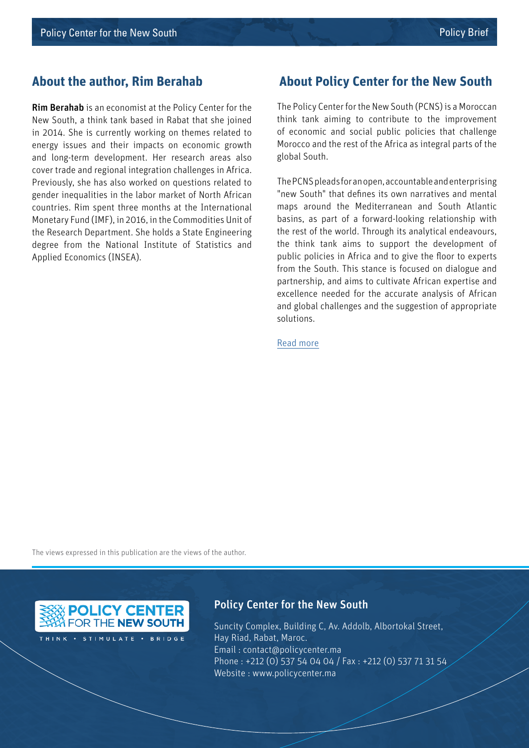## About the author, Rim Berahab

**Rim Berahab** is an economist at the Policy Center for the New South, a think tank based in Rabat that she joined in 2014. She is currently working on themes related to energy issues and their impacts on economic growth and long-term development. Her research areas also cover trade and regional integration challenges in Africa. Previously, she has also worked on questions related to gender inequalities in the labor market of North African countries. Rim spent three months at the International Monetary Fund (IMF), in 2016, in the Commodities Unit of the Research Department. She holds a State Engineering degree from the National Institute of Statistics and Applied Economics (INSEA).

## About Policy Center for the New South

The Policy Center for the New South (PCNS) is a Moroccan think tank aiming to contribute to the improvement of economic and social public policies that challenge Morocco and the rest of the Africa as integral parts of the global South.

The PCNS pleads for an open, accountable and enterprising "new South" that defines its own narratives and mental maps around the Mediterranean and South Atlantic basins, as part of a forward-looking relationship with the rest of the world. Through its analytical endeavours, the think tank aims to support the development of public policies in Africa and to give the floor to experts from the South. This stance is focused on dialogue and partnership, and aims to cultivate African expertise and excellence needed for the accurate analysis of African and global challenges and the suggestion of appropriate solutions.

Read more

The views expressed in this publication are the views of the author.

POLICY CENTER FOR THE NEW SOUTH
THINK • STIMULATE • BRIDGE

### Policy Center for the New South

Suncity Complex, Building C, Av. Addolb, Albortokal Street,
Hay Riad, Rabat, Maroc.
Email : contact@policycenter.ma
Phone : +212 (0) 537 54 04 04 / Fax : +212 (0) 537 71 31 54
Website : www.policycenter.ma